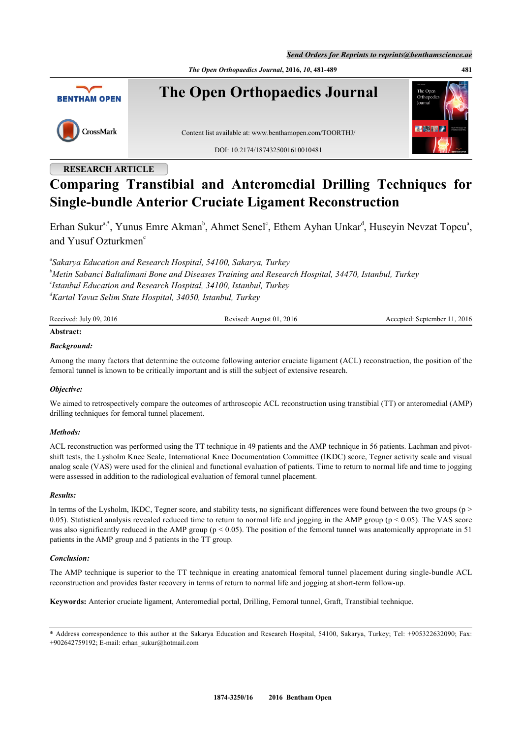RESEARCH ARTICLE

# Comparing Transtibial and Anteromedial Drilling Techniques for Single-bundle Anterior Cruciate Ligament Reconstruction

Erhan Sukur[a,*], Yunus Emre Akman[b], Ahmet Senel[c], Ethem Ayhan Unkar[d], Huseyin Nevzat Topcu[a], and Yusuf Ozturkmen[c]

[a]*Sakarya Education and Research Hospital, 54100, Sakarya, Turkey*
[b]*Metin Sabanci Baltalimani Bone and Diseases Training and Research Hospital, 34470, Istanbul, Turkey*
[c]*Istanbul Education and Research Hospital, 34100, Istanbul, Turkey*
[d]*Kartal Yavuz Selim State Hospital, 34050, Istanbul, Turkey*

Received: July 09, 2016 Revised: August 01, 2016 Accepted: September 11, 2016

**Abstract:**

***Background:***

Among the many factors that determine the outcome following anterior cruciate ligament (ACL) reconstruction, the position of the femoral tunnel is known to be critically important and is still the subject of extensive research.

***Objective:***

We aimed to retrospectively compare the outcomes of arthroscopic ACL reconstruction using transtibial (TT) or anteromedial (AMP) drilling techniques for femoral tunnel placement.

***Methods:***

ACL reconstruction was performed using the TT technique in 49 patients and the AMP technique in 56 patients. Lachman and pivot-shift tests, the Lysholm Knee Scale, International Knee Documentation Committee (IKDC) score, Tegner activity scale and visual analog scale (VAS) were used for the clinical and functional evaluation of patients. Time to return to normal life and time to jogging were assessed in addition to the radiological evaluation of femoral tunnel placement.

***Results:***

In terms of the Lysholm, IKDC, Tegner score, and stability tests, no significant differences were found between the two groups ($p > 0.05$). Statistical analysis revealed reduced time to return to normal life and jogging in the AMP group ($p < 0.05$). The VAS score was also significantly reduced in the AMP group ($p < 0.05$). The position of the femoral tunnel was anatomically appropriate in 51 patients in the AMP group and 5 patients in the TT group.

***Conclusion:***

The AMP technique is superior to the TT technique in creating anatomical femoral tunnel placement during single-bundle ACL reconstruction and provides faster recovery in terms of return to normal life and jogging at short-term follow-up.

**Keywords:** Anterior cruciate ligament, Anteromedial portal, Drilling, Femoral tunnel, Graft, Transtibial technique.

---

\* Address correspondence to this author at the Sakarya Education and Research Hospital, 54100, Sakarya, Turkey; Tel: +905322632090; Fax: +902642759192; E-mail: erhan_sukur@hotmail.com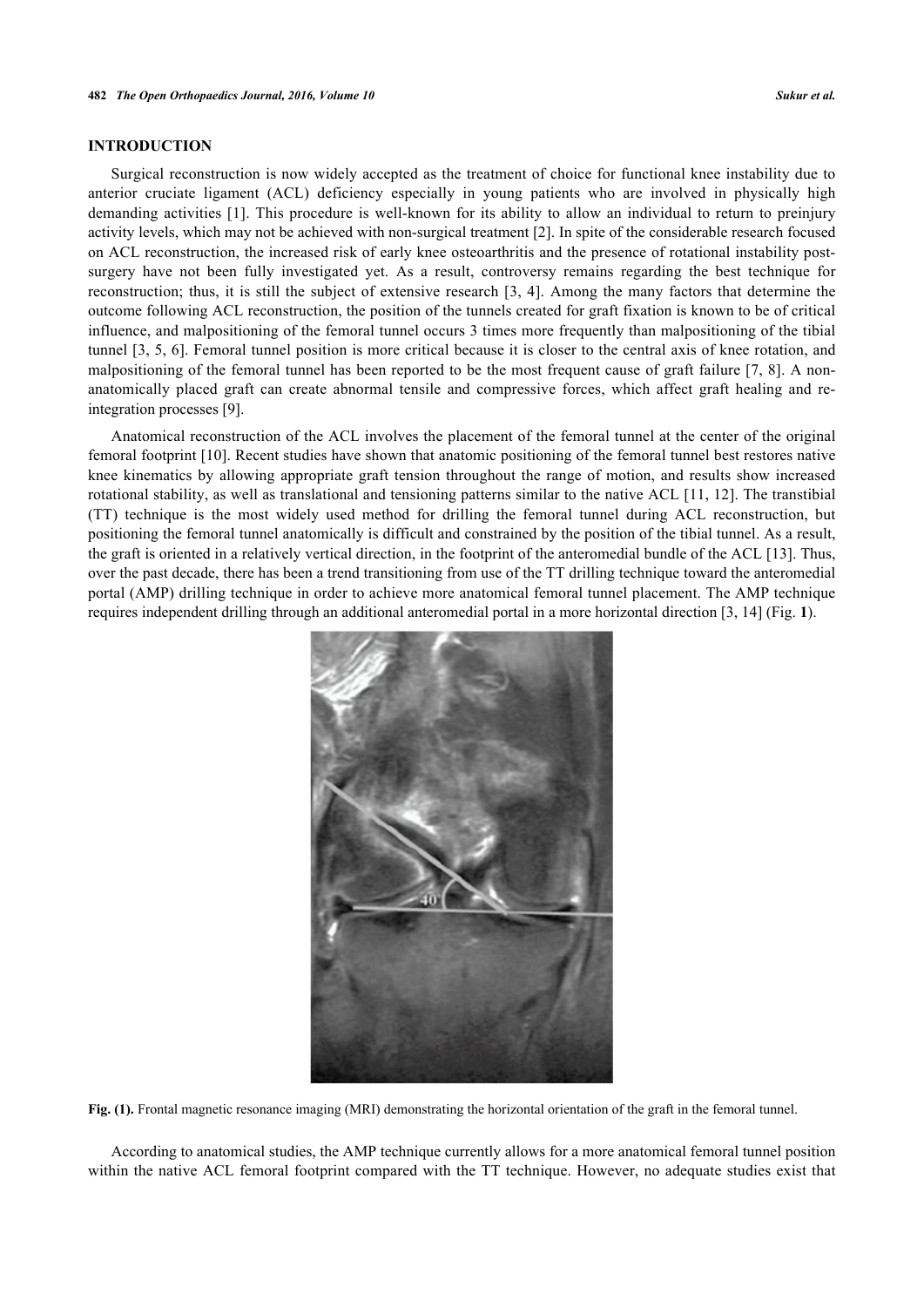## INTRODUCTION

Surgical reconstruction is now widely accepted as the treatment of choice for functional knee instability due to anterior cruciate ligament (ACL) deficiency especially in young patients who are involved in physically high demanding activities [1]. This procedure is well-known for its ability to allow an individual to return to preinjury activity levels, which may not be achieved with non-surgical treatment [2]. In spite of the considerable research focused on ACL reconstruction, the increased risk of early knee osteoarthritis and the presence of rotational instability post-surgery have not been fully investigated yet. As a result, controversy remains regarding the best technique for reconstruction; thus, it is still the subject of extensive research [3, 4]. Among the many factors that determine the outcome following ACL reconstruction, the position of the tunnels created for graft fixation is known to be of critical influence, and malpositioning of the femoral tunnel occurs 3 times more frequently than malpositioning of the tibial tunnel [3, 5, 6]. Femoral tunnel position is more critical because it is closer to the central axis of knee rotation, and malpositioning of the femoral tunnel has been reported to be the most frequent cause of graft failure [7, 8]. A non-anatomically placed graft can create abnormal tensile and compressive forces, which affect graft healing and re-integration processes [9].

Anatomical reconstruction of the ACL involves the placement of the femoral tunnel at the center of the original femoral footprint [10]. Recent studies have shown that anatomic positioning of the femoral tunnel best restores native knee kinematics by allowing appropriate graft tension throughout the range of motion, and results show increased rotational stability, as well as translational and tensioning patterns similar to the native ACL [11, 12]. The transtibial (TT) technique is the most widely used method for drilling the femoral tunnel during ACL reconstruction, but positioning the femoral tunnel anatomically is difficult and constrained by the position of the tibial tunnel. As a result, the graft is oriented in a relatively vertical direction, in the footprint of the anteromedial bundle of the ACL [13]. Thus, over the past decade, there has been a trend transitioning from use of the TT drilling technique toward the anteromedial portal (AMP) drilling technique in order to achieve more anatomical femoral tunnel placement. The AMP technique requires independent drilling through an additional anteromedial portal in a more horizontal direction [3, 14] (Fig. **1**).

40

**Fig. (1).** Frontal magnetic resonance imaging (MRI) demonstrating the horizontal orientation of the graft in the femoral tunnel.

According to anatomical studies, the AMP technique currently allows for a more anatomical femoral tunnel position within the native ACL femoral footprint compared with the TT technique. However, no adequate studies exist that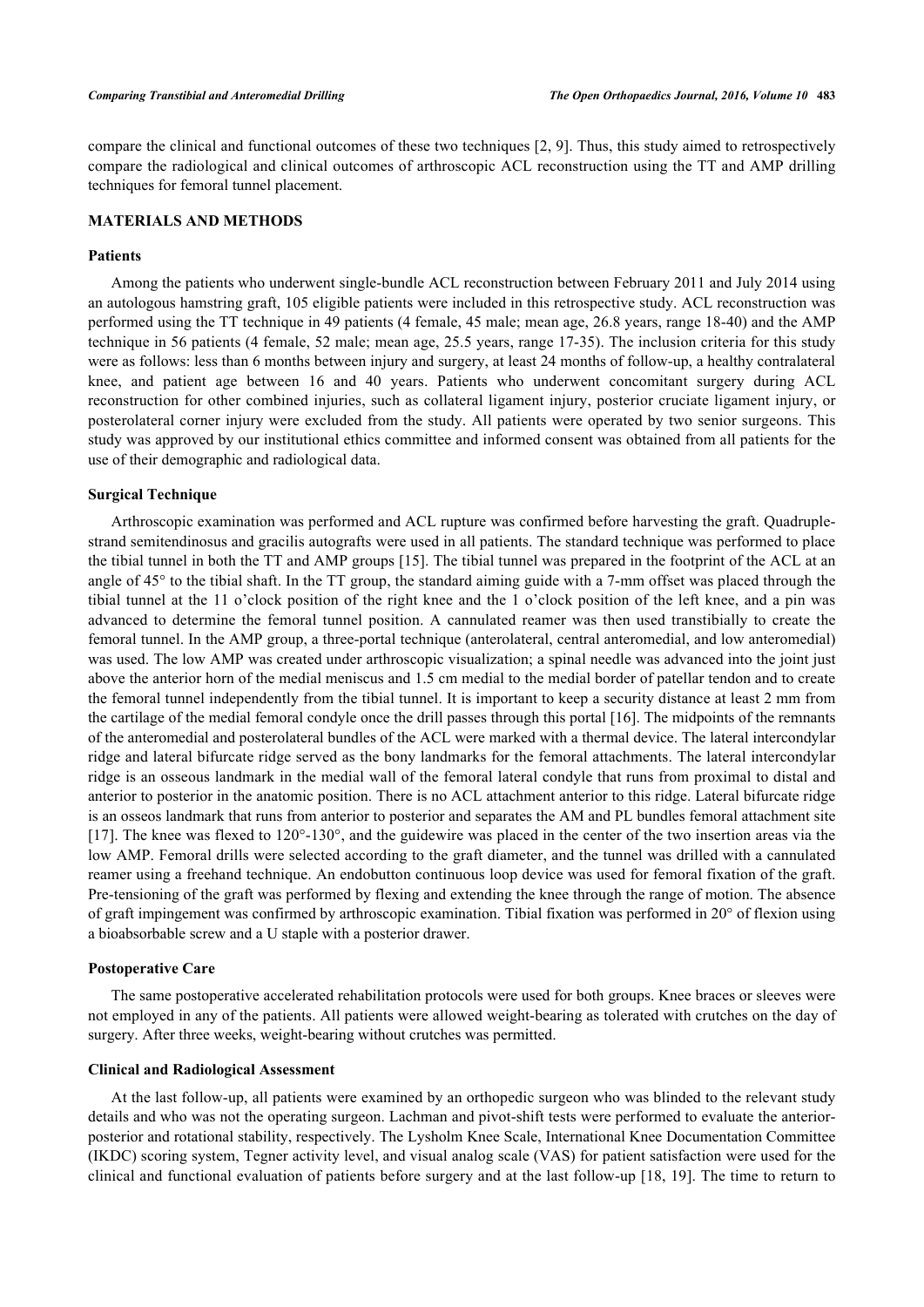compare the clinical and functional outcomes of these two techniques [2, 9]. Thus, this study aimed to retrospectively compare the radiological and clinical outcomes of arthroscopic ACL reconstruction using the TT and AMP drilling techniques for femoral tunnel placement.

## MATERIALS AND METHODS

### Patients

Among the patients who underwent single-bundle ACL reconstruction between February 2011 and July 2014 using an autologous hamstring graft, 105 eligible patients were included in this retrospective study. ACL reconstruction was performed using the TT technique in 49 patients (4 female, 45 male; mean age, 26.8 years, range 18-40) and the AMP technique in 56 patients (4 female, 52 male; mean age, 25.5 years, range 17-35). The inclusion criteria for this study were as follows: less than 6 months between injury and surgery, at least 24 months of follow-up, a healthy contralateral knee, and patient age between 16 and 40 years. Patients who underwent concomitant surgery during ACL reconstruction for other combined injuries, such as collateral ligament injury, posterior cruciate ligament injury, or posterolateral corner injury were excluded from the study. All patients were operated by two senior surgeons. This study was approved by our institutional ethics committee and informed consent was obtained from all patients for the use of their demographic and radiological data.

### Surgical Technique

Arthroscopic examination was performed and ACL rupture was confirmed before harvesting the graft. Quadruple-strand semitendinosus and gracilis autografts were used in all patients. The standard technique was performed to place the tibial tunnel in both the TT and AMP groups [15]. The tibial tunnel was prepared in the footprint of the ACL at an angle of 45° to the tibial shaft. In the TT group, the standard aiming guide with a 7-mm offset was placed through the tibial tunnel at the 11 o'clock position of the right knee and the 1 o'clock position of the left knee, and a pin was advanced to determine the femoral tunnel position. A cannulated reamer was then used transtibially to create the femoral tunnel. In the AMP group, a three-portal technique (anterolateral, central anteromedial, and low anteromedial) was used. The low AMP was created under arthroscopic visualization; a spinal needle was advanced into the joint just above the anterior horn of the medial meniscus and 1.5 cm medial to the medial border of patellar tendon and to create the femoral tunnel independently from the tibial tunnel. It is important to keep a security distance at least 2 mm from the cartilage of the medial femoral condyle once the drill passes through this portal [16]. The midpoints of the remnants of the anteromedial and posterolateral bundles of the ACL were marked with a thermal device. The lateral intercondylar ridge and lateral bifurcate ridge served as the bony landmarks for the femoral attachments. The lateral intercondylar ridge is an osseous landmark in the medial wall of the femoral lateral condyle that runs from proximal to distal and anterior to posterior in the anatomic position. There is no ACL attachment anterior to this ridge. Lateral bifurcate ridge is an osseos landmark that runs from anterior to posterior and separates the AM and PL bundles femoral attachment site [17]. The knee was flexed to 120°-130°, and the guidewire was placed in the center of the two insertion areas via the low AMP. Femoral drills were selected according to the graft diameter, and the tunnel was drilled with a cannulated reamer using a freehand technique. An endobutton continuous loop device was used for femoral fixation of the graft. Pre-tensioning of the graft was performed by flexing and extending the knee through the range of motion. The absence of graft impingement was confirmed by arthroscopic examination. Tibial fixation was performed in 20° of flexion using a bioabsorbable screw and a U staple with a posterior drawer.

### Postoperative Care

The same postoperative accelerated rehabilitation protocols were used for both groups. Knee braces or sleeves were not employed in any of the patients. All patients were allowed weight-bearing as tolerated with crutches on the day of surgery. After three weeks, weight-bearing without crutches was permitted.

### Clinical and Radiological Assessment

At the last follow-up, all patients were examined by an orthopedic surgeon who was blinded to the relevant study details and who was not the operating surgeon. Lachman and pivot-shift tests were performed to evaluate the anterior-posterior and rotational stability, respectively. The Lysholm Knee Scale, International Knee Documentation Committee (IKDC) scoring system, Tegner activity level, and visual analog scale (VAS) for patient satisfaction were used for the clinical and functional evaluation of patients before surgery and at the last follow-up [18, 19]. The time to return to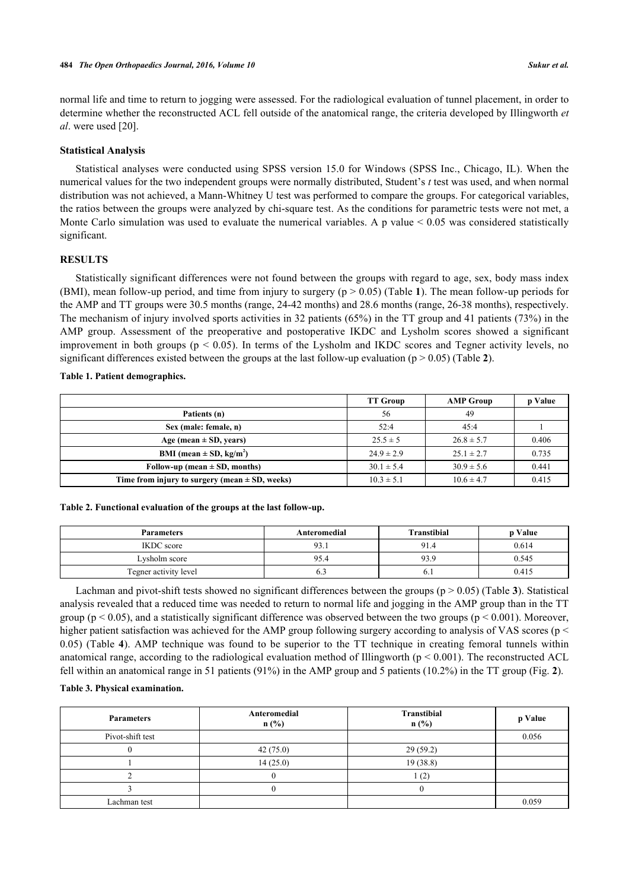normal life and time to return to jogging were assessed. For the radiological evaluation of tunnel placement, in order to determine whether the reconstructed ACL fell outside of the anatomical range, the criteria developed by Illingworth *et al*. were used [20].

### Statistical Analysis

Statistical analyses were conducted using SPSS version 15.0 for Windows (SPSS Inc., Chicago, IL). When the numerical values for the two independent groups were normally distributed, Student's *t* test was used, and when normal distribution was not achieved, a Mann-Whitney U test was performed to compare the groups. For categorical variables, the ratios between the groups were analyzed by chi-square test. As the conditions for parametric tests were not met, a Monte Carlo simulation was used to evaluate the numerical variables. A p value < 0.05 was considered statistically significant.

## RESULTS

Statistically significant differences were not found between the groups with regard to age, sex, body mass index (BMI), mean follow-up period, and time from injury to surgery ($p > 0.05$) (Table **1**). The mean follow-up periods for the AMP and TT groups were 30.5 months (range, 24-42 months) and 28.6 months (range, 26-38 months), respectively. The mechanism of injury involved sports activities in 32 patients (65%) in the TT group and 41 patients (73%) in the AMP group. Assessment of the preoperative and postoperative IKDC and Lysholm scores showed a significant improvement in both groups ($p < 0.05$). In terms of the Lysholm and IKDC scores and Tegner activity levels, no significant differences existed between the groups at the last follow-up evaluation ($p > 0.05$) (Table **2**).

**Table 1. Patient demographics.**

| | TT Group | AMP Group | p Value |
|---|---|---|---|
| **Patients (n)** | 56 | 49 | |
| **Sex (male: female, n)** | 52:4 | 45:4 | 1 |
| **Age (mean ± SD, years)** | 25.5 ± 5 | 26.8 ± 5.7 | 0.406 |
| **BMI (mean ± SD, kg/m$^2$)** | 24.9 ± 2.9 | 25.1 ± 2.7 | 0.735 |
| **Follow-up (mean ± SD, months)** | 30.1 ± 5.4 | 30.9 ± 5.6 | 0.441 |
| **Time from injury to surgery (mean ± SD, weeks)** | 10.3 ± 5.1 | 10.6 ± 4.7 | 0.415 |

**Table 2. Functional evaluation of the groups at the last follow-up.**

| Parameters | Anteromedial | Transtibial | p Value |
|---|---|---|---|
| IKDC score | 93.1 | 91.4 | 0.614 |
| Lysholm score | 95.4 | 93.9 | 0.545 |
| Tegner activity level | 6.3 | 6.1 | 0.415 |

Lachman and pivot-shift tests showed no significant differences between the groups ($p > 0.05$) (Table **3**). Statistical analysis revealed that a reduced time was needed to return to normal life and jogging in the AMP group than in the TT group ($p < 0.05$), and a statistically significant difference was observed between the two groups ($p < 0.001$). Moreover, higher patient satisfaction was achieved for the AMP group following surgery according to analysis of VAS scores ($p < 0.05$) (Table **4**). AMP technique was found to be superior to the TT technique in creating femoral tunnels within anatomical range, according to the radiological evaluation method of Illingworth ($p < 0.001$). The reconstructed ACL fell within an anatomical range in 51 patients (91%) in the AMP group and 5 patients (10.2%) in the TT group (Fig. **2**).

**Table 3. Physical examination.**

| Parameters | Anteromedial n (%) | Transtibial n (%) | p Value |
|---|---|---|---|
| Pivot-shift test | | | 0.056 |
| 0 | 42 (75.0) | 29 (59.2) | |
| 1 | 14 (25.0) | 19 (38.8) | |
| 2 | 0 | 1 (2) | |
| 3 | 0 | 0 | |
| Lachman test | | | 0.059 |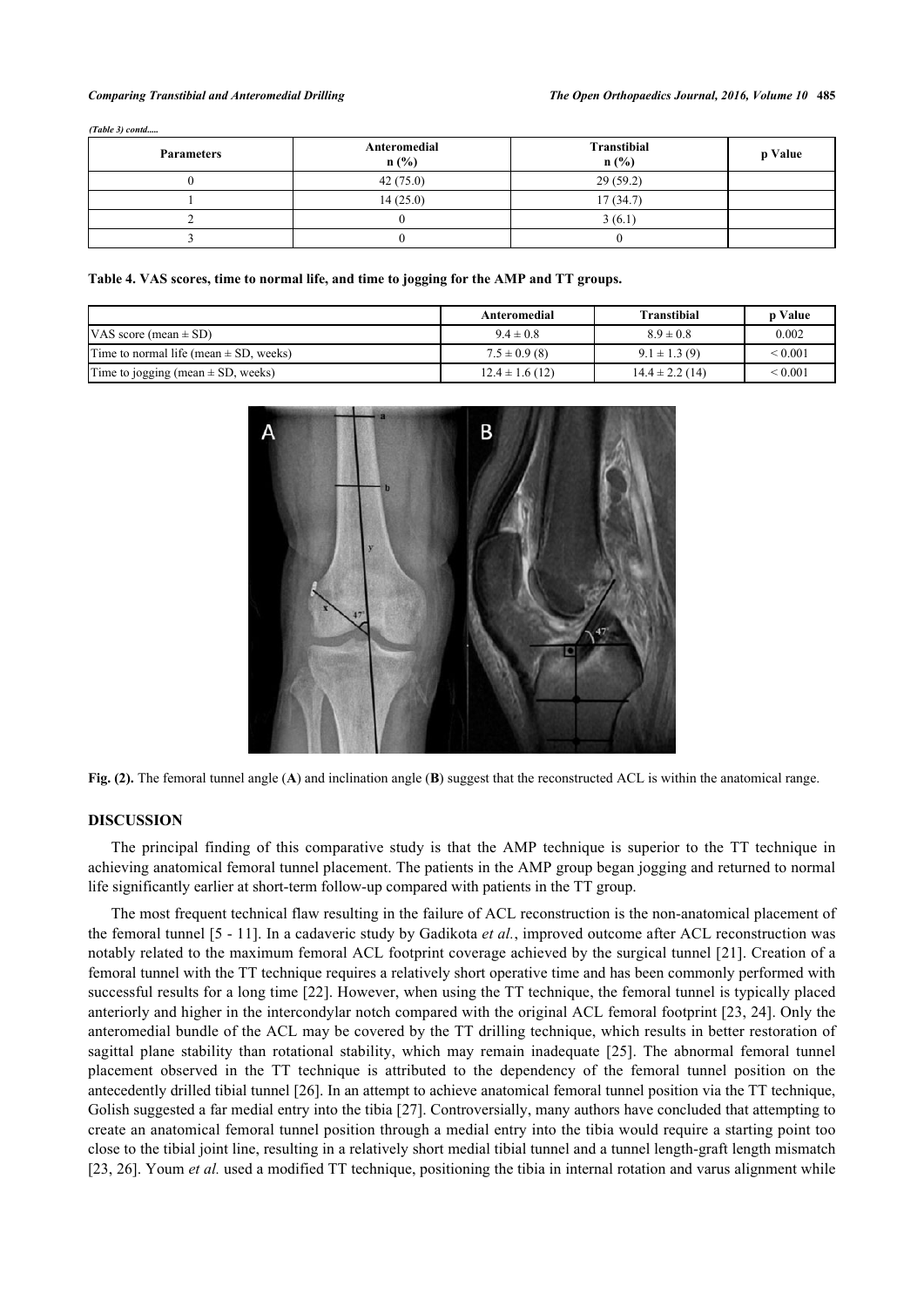*(Table 3) contd.....*

| Parameters | Anteromedial n (%) | Transtibial n (%) | p Value |
|---|---|---|---|
| 0 | 42 (75.0) | 29 (59.2) | |
| 1 | 14 (25.0) | 17 (34.7) | |
| 2 | 0 | 3 (6.1) | |
| 3 | 0 | 0 | |

**Table 4. VAS scores, time to normal life, and time to jogging for the AMP and TT groups.**

| | Anteromedial | Transtibial | p Value |
|---|---|---|---|
| VAS score (mean ± SD) | 9.4 ± 0.8 | 8.9 ± 0.8 | 0.002 |
| Time to normal life (mean ± SD, weeks) | 7.5 ± 0.9 (8) | 9.1 ± 1.3 (9) | < 0.001 |
| Time to jogging (mean ± SD, weeks) | 12.4 ± 1.6 (12) | 14.4 ± 2.2 (14) | < 0.001 |

**Fig. (2).** The femoral tunnel angle (**A**) and inclination angle (**B**) suggest that the reconstructed ACL is within the anatomical range.

## DISCUSSION

The principal finding of this comparative study is that the AMP technique is superior to the TT technique in achieving anatomical femoral tunnel placement. The patients in the AMP group began jogging and returned to normal life significantly earlier at short-term follow-up compared with patients in the TT group.

The most frequent technical flaw resulting in the failure of ACL reconstruction is the non-anatomical placement of the femoral tunnel [5 - 11]. In a cadaveric study by Gadikota *et al.*, improved outcome after ACL reconstruction was notably related to the maximum femoral ACL footprint coverage achieved by the surgical tunnel [21]. Creation of a femoral tunnel with the TT technique requires a relatively short operative time and has been commonly performed with successful results for a long time [22]. However, when using the TT technique, the femoral tunnel is typically placed anteriorly and higher in the intercondylar notch compared with the original ACL femoral footprint [23, 24]. Only the anteromedial bundle of the ACL may be covered by the TT drilling technique, which results in better restoration of sagittal plane stability than rotational stability, which may remain inadequate [25]. The abnormal femoral tunnel placement observed in the TT technique is attributed to the dependency of the femoral tunnel position on the antecedently drilled tibial tunnel [26]. In an attempt to achieve anatomical femoral tunnel position via the TT technique, Golish suggested a far medial entry into the tibia [27]. Controversially, many authors have concluded that attempting to create an anatomical femoral tunnel position through a medial entry into the tibia would require a starting point too close to the tibial joint line, resulting in a relatively short medial tibial tunnel and a tunnel length-graft length mismatch [23, 26]. Youm *et al.* used a modified TT technique, positioning the tibia in internal rotation and varus alignment while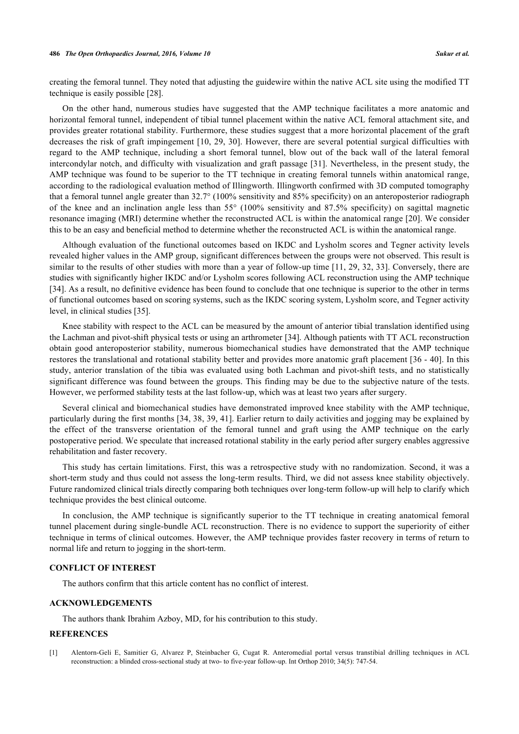creating the femoral tunnel. They noted that adjusting the guidewire within the native ACL site using the modified TT technique is easily possible [28].

On the other hand, numerous studies have suggested that the AMP technique facilitates a more anatomic and horizontal femoral tunnel, independent of tibial tunnel placement within the native ACL femoral attachment site, and provides greater rotational stability. Furthermore, these studies suggest that a more horizontal placement of the graft decreases the risk of graft impingement [10, 29, 30]. However, there are several potential surgical difficulties with regard to the AMP technique, including a short femoral tunnel, blow out of the back wall of the lateral femoral intercondylar notch, and difficulty with visualization and graft passage [31]. Nevertheless, in the present study, the AMP technique was found to be superior to the TT technique in creating femoral tunnels within anatomical range, according to the radiological evaluation method of Illingworth. Illingworth confirmed with 3D computed tomography that a femoral tunnel angle greater than 32.7° (100% sensitivity and 85% specificity) on an anteroposterior radiograph of the knee and an inclination angle less than 55° (100% sensitivity and 87.5% specificity) on sagittal magnetic resonance imaging (MRI) determine whether the reconstructed ACL is within the anatomical range [20]. We consider this to be an easy and beneficial method to determine whether the reconstructed ACL is within the anatomical range.

Although evaluation of the functional outcomes based on IKDC and Lysholm scores and Tegner activity levels revealed higher values in the AMP group, significant differences between the groups were not observed. This result is similar to the results of other studies with more than a year of follow-up time [11, 29, 32, 33]. Conversely, there are studies with significantly higher IKDC and/or Lysholm scores following ACL reconstruction using the AMP technique [34]. As a result, no definitive evidence has been found to conclude that one technique is superior to the other in terms of functional outcomes based on scoring systems, such as the IKDC scoring system, Lysholm score, and Tegner activity level, in clinical studies [35].

Knee stability with respect to the ACL can be measured by the amount of anterior tibial translation identified using the Lachman and pivot-shift physical tests or using an arthrometer [34]. Although patients with TT ACL reconstruction obtain good anteroposterior stability, numerous biomechanical studies have demonstrated that the AMP technique restores the translational and rotational stability better and provides more anatomic graft placement [36 - 40]. In this study, anterior translation of the tibia was evaluated using both Lachman and pivot-shift tests, and no statistically significant difference was found between the groups. This finding may be due to the subjective nature of the tests. However, we performed stability tests at the last follow-up, which was at least two years after surgery.

Several clinical and biomechanical studies have demonstrated improved knee stability with the AMP technique, particularly during the first months [34, 38, 39, 41]. Earlier return to daily activities and jogging may be explained by the effect of the transverse orientation of the femoral tunnel and graft using the AMP technique on the early postoperative period. We speculate that increased rotational stability in the early period after surgery enables aggressive rehabilitation and faster recovery.

This study has certain limitations. First, this was a retrospective study with no randomization. Second, it was a short-term study and thus could not assess the long-term results. Third, we did not assess knee stability objectively. Future randomized clinical trials directly comparing both techniques over long-term follow-up will help to clarify which technique provides the best clinical outcome.

In conclusion, the AMP technique is significantly superior to the TT technique in creating anatomical femoral tunnel placement during single-bundle ACL reconstruction. There is no evidence to support the superiority of either technique in terms of clinical outcomes. However, the AMP technique provides faster recovery in terms of return to normal life and return to jogging in the short-term.

## CONFLICT OF INTEREST

The authors confirm that this article content has no conflict of interest.

## ACKNOWLEDGEMENTS

The authors thank Ibrahim Azboy, MD, for his contribution to this study.

## REFERENCES

[1] Alentorn-Geli E, Samitier G, Alvarez P, Steinbacher G, Cugat R. Anteromedial portal versus transtibial drilling techniques in ACL reconstruction: a blinded cross-sectional study at two- to five-year follow-up. Int Orthop 2010; 34(5): 747-54.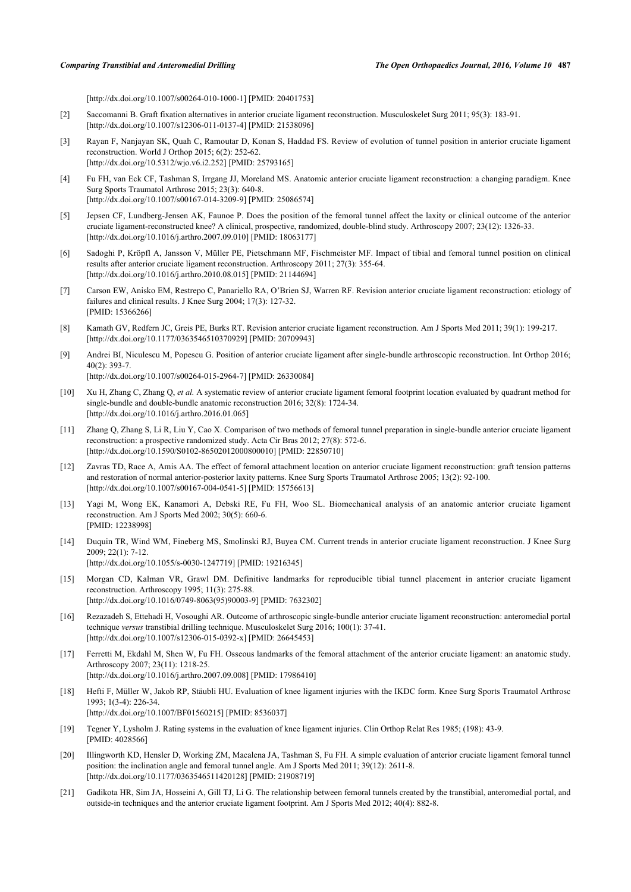[http://dx.doi.org/10.1007/s00264-010-1000-1] [PMID: 20401753]

[2] Saccomanni B. Graft fixation alternatives in anterior cruciate ligament reconstruction. Musculoskelet Surg 2011; 95(3): 183-91. [http://dx.doi.org/10.1007/s12306-011-0137-4] [PMID: 21538096]

[3] Rayan F, Nanjayan SK, Quah C, Ramoutar D, Konan S, Haddad FS. Review of evolution of tunnel position in anterior cruciate ligament reconstruction. World J Orthop 2015; 6(2): 252-62. [http://dx.doi.org/10.5312/wjo.v6.i2.252] [PMID: 25793165]

[4] Fu FH, van Eck CF, Tashman S, Irrgang JJ, Moreland MS. Anatomic anterior cruciate ligament reconstruction: a changing paradigm. Knee Surg Sports Traumatol Arthrosc 2015; 23(3): 640-8. [http://dx.doi.org/10.1007/s00167-014-3209-9] [PMID: 25086574]

[5] Jepsen CF, Lundberg-Jensen AK, Faunoe P. Does the position of the femoral tunnel affect the laxity or clinical outcome of the anterior cruciate ligament-reconstructed knee? A clinical, prospective, randomized, double-blind study. Arthroscopy 2007; 23(12): 1326-33. [http://dx.doi.org/10.1016/j.arthro.2007.09.010] [PMID: 18063177]

[6] Sadoghi P, Kröpfl A, Jansson V, Müller PE, Pietschmann MF, Fischmeister MF. Impact of tibial and femoral tunnel position on clinical results after anterior cruciate ligament reconstruction. Arthroscopy 2011; 27(3): 355-64. [http://dx.doi.org/10.1016/j.arthro.2010.08.015] [PMID: 21144694]

[7] Carson EW, Anisko EM, Restrepo C, Panariello RA, O'Brien SJ, Warren RF. Revision anterior cruciate ligament reconstruction: etiology of failures and clinical results. J Knee Surg 2004; 17(3): 127-32. [PMID: 15366266]

[8] Kamath GV, Redfern JC, Greis PE, Burks RT. Revision anterior cruciate ligament reconstruction. Am J Sports Med 2011; 39(1): 199-217. [http://dx.doi.org/10.1177/0363546510370929] [PMID: 20709943]

[9] Andrei BI, Niculescu M, Popescu G. Position of anterior cruciate ligament after single-bundle arthroscopic reconstruction. Int Orthop 2016; 40(2): 393-7. [http://dx.doi.org/10.1007/s00264-015-2964-7] [PMID: 26330084]

[10] Xu H, Zhang C, Zhang Q, *et al.* A systematic review of anterior cruciate ligament femoral footprint location evaluated by quadrant method for single-bundle and double-bundle anatomic reconstruction 2016; 32(8): 1724-34. [http://dx.doi.org/10.1016/j.arthro.2016.01.065]

[11] Zhang Q, Zhang S, Li R, Liu Y, Cao X. Comparison of two methods of femoral tunnel preparation in single-bundle anterior cruciate ligament reconstruction: a prospective randomized study. Acta Cir Bras 2012; 27(8): 572-6. [http://dx.doi.org/10.1590/S0102-86502012000800010] [PMID: 22850710]

[12] Zavras TD, Race A, Amis AA. The effect of femoral attachment location on anterior cruciate ligament reconstruction: graft tension patterns and restoration of normal anterior-posterior laxity patterns. Knee Surg Sports Traumatol Arthrosc 2005; 13(2): 92-100. [http://dx.doi.org/10.1007/s00167-004-0541-5] [PMID: 15756613]

[13] Yagi M, Wong EK, Kanamori A, Debski RE, Fu FH, Woo SL. Biomechanical analysis of an anatomic anterior cruciate ligament reconstruction. Am J Sports Med 2002; 30(5): 660-6. [PMID: 12238998]

[14] Duquin TR, Wind WM, Fineberg MS, Smolinski RJ, Buyea CM. Current trends in anterior cruciate ligament reconstruction. J Knee Surg 2009; 22(1): 7-12. [http://dx.doi.org/10.1055/s-0030-1247719] [PMID: 19216345]

[15] Morgan CD, Kalman VR, Grawl DM. Definitive landmarks for reproducible tibial tunnel placement in anterior cruciate ligament reconstruction. Arthroscopy 1995; 11(3): 275-88. [http://dx.doi.org/10.1016/0749-8063(95)90003-9] [PMID: 7632302]

[16] Rezazadeh S, Ettehadi H, Vosoughi AR. Outcome of arthroscopic single-bundle anterior cruciate ligament reconstruction: anteromedial portal technique *versus* transtibial drilling technique. Musculoskelet Surg 2016; 100(1): 37-41. [http://dx.doi.org/10.1007/s12306-015-0392-x] [PMID: 26645453]

[17] Ferretti M, Ekdahl M, Shen W, Fu FH. Osseous landmarks of the femoral attachment of the anterior cruciate ligament: an anatomic study. Arthroscopy 2007; 23(11): 1218-25. [http://dx.doi.org/10.1016/j.arthro.2007.09.008] [PMID: 17986410]

[18] Hefti F, Müller W, Jakob RP, Stäubli HU. Evaluation of knee ligament injuries with the IKDC form. Knee Surg Sports Traumatol Arthrosc 1993; 1(3-4): 226-34. [http://dx.doi.org/10.1007/BF01560215] [PMID: 8536037]

[19] Tegner Y, Lysholm J. Rating systems in the evaluation of knee ligament injuries. Clin Orthop Relat Res 1985; (198): 43-9. [PMID: 4028566]

[20] Illingworth KD, Hensler D, Working ZM, Macalena JA, Tashman S, Fu FH. A simple evaluation of anterior cruciate ligament femoral tunnel position: the inclination angle and femoral tunnel angle. Am J Sports Med 2011; 39(12): 2611-8. [http://dx.doi.org/10.1177/0363546511420128] [PMID: 21908719]

[21] Gadikota HR, Sim JA, Hosseini A, Gill TJ, Li G. The relationship between femoral tunnels created by the transtibial, anteromedial portal, and outside-in techniques and the anterior cruciate ligament footprint. Am J Sports Med 2012; 40(4): 882-8.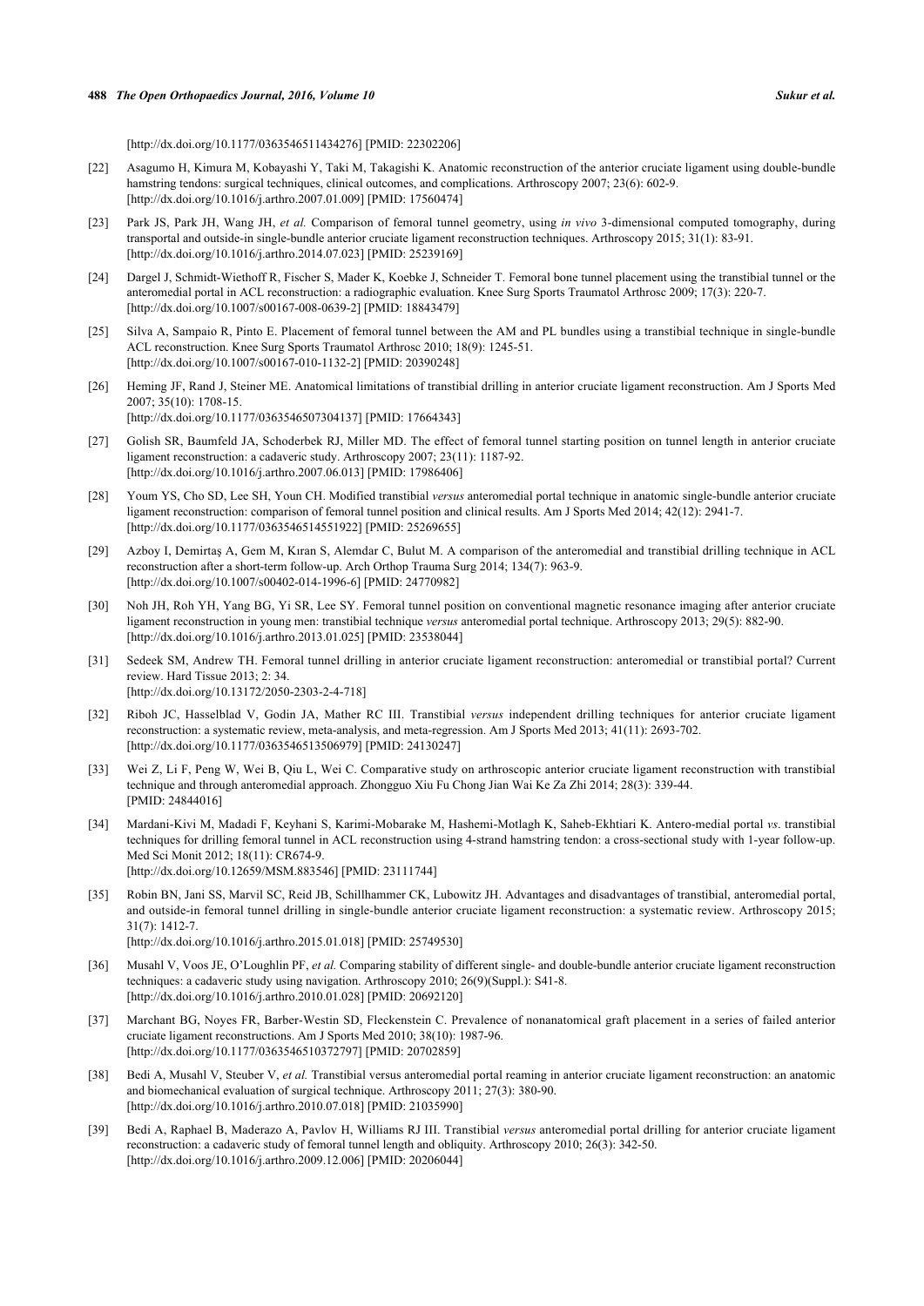[http://dx.doi.org/10.1177/0363546511434276] [PMID: 22302206]

[22] Asagumo H, Kimura M, Kobayashi Y, Taki M, Takagishi K. Anatomic reconstruction of the anterior cruciate ligament using double-bundle hamstring tendons: surgical techniques, clinical outcomes, and complications. Arthroscopy 2007; 23(6): 602-9. [http://dx.doi.org/10.1016/j.arthro.2007.01.009] [PMID: 17560474]

[23] Park JS, Park JH, Wang JH, *et al.* Comparison of femoral tunnel geometry, using *in vivo* 3-dimensional computed tomography, during transportal and outside-in single-bundle anterior cruciate ligament reconstruction techniques. Arthroscopy 2015; 31(1): 83-91. [http://dx.doi.org/10.1016/j.arthro.2014.07.023] [PMID: 25239169]

[24] Dargel J, Schmidt-Wiethoff R, Fischer S, Mader K, Koebke J, Schneider T. Femoral bone tunnel placement using the transtibial tunnel or the anteromedial portal in ACL reconstruction: a radiographic evaluation. Knee Surg Sports Traumatol Arthrosc 2009; 17(3): 220-7. [http://dx.doi.org/10.1007/s00167-008-0639-2] [PMID: 18843479]

[25] Silva A, Sampaio R, Pinto E. Placement of femoral tunnel between the AM and PL bundles using a transtibial technique in single-bundle ACL reconstruction. Knee Surg Sports Traumatol Arthrosc 2010; 18(9): 1245-51. [http://dx.doi.org/10.1007/s00167-010-1132-2] [PMID: 20390248]

[26] Heming JF, Rand J, Steiner ME. Anatomical limitations of transtibial drilling in anterior cruciate ligament reconstruction. Am J Sports Med 2007; 35(10): 1708-15. [http://dx.doi.org/10.1177/0363546507304137] [PMID: 17664343]

[27] Golish SR, Baumfeld JA, Schoderbek RJ, Miller MD. The effect of femoral tunnel starting position on tunnel length in anterior cruciate ligament reconstruction: a cadaveric study. Arthroscopy 2007; 23(11): 1187-92. [http://dx.doi.org/10.1016/j.arthro.2007.06.013] [PMID: 17986406]

[28] Youm YS, Cho SD, Lee SH, Youn CH. Modified transtibial *versus* anteromedial portal technique in anatomic single-bundle anterior cruciate ligament reconstruction: comparison of femoral tunnel position and clinical results. Am J Sports Med 2014; 42(12): 2941-7. [http://dx.doi.org/10.1177/0363546514551922] [PMID: 25269655]

[29] Azboy I, Demirtaş A, Gem M, Kıran S, Alemdar C, Bulut M. A comparison of the anteromedial and transtibial drilling technique in ACL reconstruction after a short-term follow-up. Arch Orthop Trauma Surg 2014; 134(7): 963-9. [http://dx.doi.org/10.1007/s00402-014-1996-6] [PMID: 24770982]

[30] Noh JH, Roh YH, Yang BG, Yi SR, Lee SY. Femoral tunnel position on conventional magnetic resonance imaging after anterior cruciate ligament reconstruction in young men: transtibial technique *versus* anteromedial portal technique. Arthroscopy 2013; 29(5): 882-90. [http://dx.doi.org/10.1016/j.arthro.2013.01.025] [PMID: 23538044]

[31] Sedeek SM, Andrew TH. Femoral tunnel drilling in anterior cruciate ligament reconstruction: anteromedial or transtibial portal? Current review. Hard Tissue 2013; 2: 34. [http://dx.doi.org/10.13172/2050-2303-2-4-718]

[32] Riboh JC, Hasselblad V, Godin JA, Mather RC III. Transtibial *versus* independent drilling techniques for anterior cruciate ligament reconstruction: a systematic review, meta-analysis, and meta-regression. Am J Sports Med 2013; 41(11): 2693-702. [http://dx.doi.org/10.1177/0363546513506979] [PMID: 24130247]

[33] Wei Z, Li F, Peng W, Wei B, Qiu L, Wei C. Comparative study on arthroscopic anterior cruciate ligament reconstruction with transtibial technique and through anteromedial approach. Zhongguo Xiu Fu Chong Jian Wai Ke Za Zhi 2014; 28(3): 339-44. [PMID: 24844016]

[34] Mardani-Kivi M, Madadi F, Keyhani S, Karimi-Mobarake M, Hashemi-Motlagh K, Saheb-Ekhtiari K. Antero-medial portal *vs*. transtibial techniques for drilling femoral tunnel in ACL reconstruction using 4-strand hamstring tendon: a cross-sectional study with 1-year follow-up. Med Sci Monit 2012; 18(11): CR674-9. [http://dx.doi.org/10.12659/MSM.883546] [PMID: 23111744]

[35] Robin BN, Jani SS, Marvil SC, Reid JB, Schillhammer CK, Lubowitz JH. Advantages and disadvantages of transtibial, anteromedial portal, and outside-in femoral tunnel drilling in single-bundle anterior cruciate ligament reconstruction: a systematic review. Arthroscopy 2015; 31(7): 1412-7. [http://dx.doi.org/10.1016/j.arthro.2015.01.018] [PMID: 25749530]

[36] Musahl V, Voos JE, O'Loughlin PF, *et al.* Comparing stability of different single- and double-bundle anterior cruciate ligament reconstruction techniques: a cadaveric study using navigation. Arthroscopy 2010; 26(9)(Suppl.): S41-8. [http://dx.doi.org/10.1016/j.arthro.2010.01.028] [PMID: 20692120]

[37] Marchant BG, Noyes FR, Barber-Westin SD, Fleckenstein C. Prevalence of nonanatomical graft placement in a series of failed anterior cruciate ligament reconstructions. Am J Sports Med 2010; 38(10): 1987-96. [http://dx.doi.org/10.1177/0363546510372797] [PMID: 20702859]

[38] Bedi A, Musahl V, Steuber V, *et al.* Transtibial versus anteromedial portal reaming in anterior cruciate ligament reconstruction: an anatomic and biomechanical evaluation of surgical technique. Arthroscopy 2011; 27(3): 380-90. [http://dx.doi.org/10.1016/j.arthro.2010.07.018] [PMID: 21035990]

[39] Bedi A, Raphael B, Maderazo A, Pavlov H, Williams RJ III. Transtibial *versus* anteromedial portal drilling for anterior cruciate ligament reconstruction: a cadaveric study of femoral tunnel length and obliquity. Arthroscopy 2010; 26(3): 342-50. [http://dx.doi.org/10.1016/j.arthro.2009.12.006] [PMID: 20206044]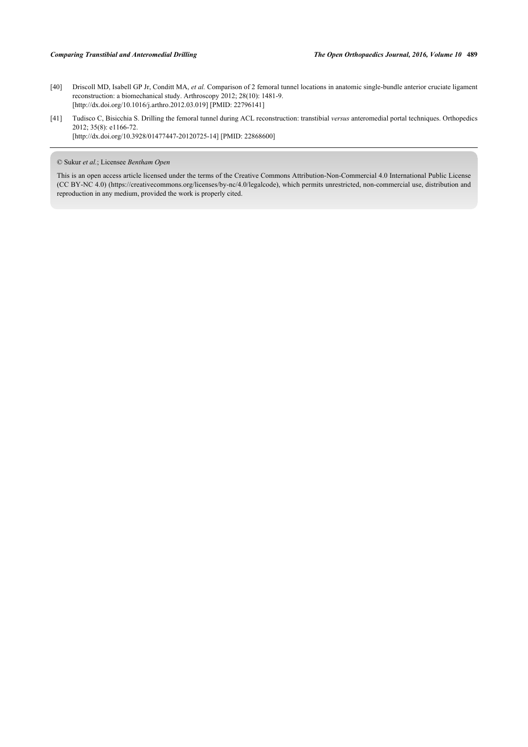[40] Driscoll MD, Isabell GP Jr, Conditt MA, *et al.* Comparison of 2 femoral tunnel locations in anatomic single-bundle anterior cruciate ligament reconstruction: a biomechanical study. Arthroscopy 2012; 28(10): 1481-9.
[http://dx.doi.org/10.1016/j.arthro.2012.03.019] [PMID: 22796141]

[41] Tudisco C, Bisicchia S. Drilling the femoral tunnel during ACL reconstruction: transtibial *versus* anteromedial portal techniques. Orthopedics 2012; 35(8): e1166-72.
[http://dx.doi.org/10.3928/01477447-20120725-14] [PMID: 22868600]

---

© Sukur *et al.*; Licensee *Bentham Open*

This is an open access article licensed under the terms of the Creative Commons Attribution-Non-Commercial 4.0 International Public License (CC BY-NC 4.0) (https://creativecommons.org/licenses/by-nc/4.0/legalcode), which permits unrestricted, non-commercial use, distribution and reproduction in any medium, provided the work is properly cited.